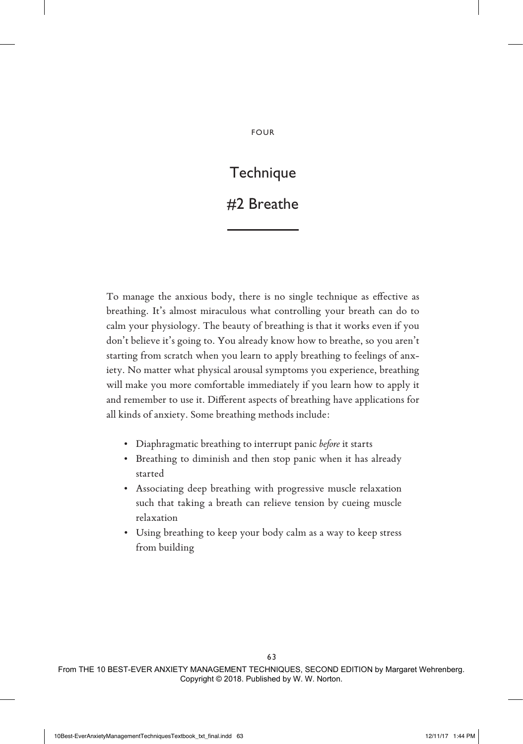FOUR

# Technique

# #2 Breathe

To manage the anxious body, there is no single technique as effective as breathing. It's almost miraculous what controlling your breath can do to calm your physiology. The beauty of breathing is that it works even if you don't believe it's going to. You already know how to breathe, so you aren't starting from scratch when you learn to apply breathing to feelings of anxiety. No matter what physical arousal symptoms you experience, breathing will make you more comfortable immediately if you learn how to apply it and remember to use it. Different aspects of breathing have applications for all kinds of anxiety. Some breathing methods include:

- Diaphragmatic breathing to interrupt panic *before* it starts
- Breathing to diminish and then stop panic when it has already started
- Associating deep breathing with progressive muscle relaxation such that taking a breath can relieve tension by cueing muscle relaxation
- Using breathing to keep your body calm as a way to keep stress from building

From THE 10 BEST-EVER ANXIETY MANAGEMENT TECHNIQUES, SECOND EDITION by Margaret Wehrenberg. Copyright © 2018. Published by W. W. Norton.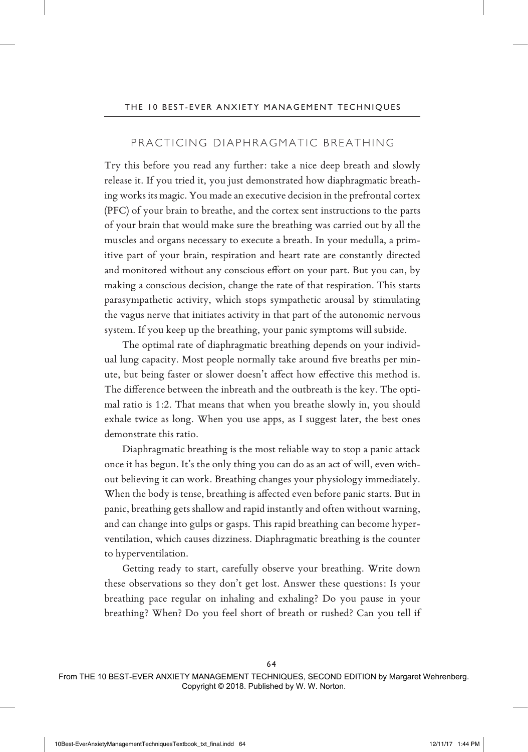## PRACTICING DIAPHRAGMATIC BREATHING

Try this before you read any further: take a nice deep breath and slowly release it. If you tried it, you just demonstrated how diaphragmatic breathing works its magic. You made an executive decision in the prefrontal cortex (PFC) of your brain to breathe, and the cortex sent instructions to the parts of your brain that would make sure the breathing was carried out by all the muscles and organs necessary to execute a breath. In your medulla, a primitive part of your brain, respiration and heart rate are constantly directed and monitored without any conscious effort on your part. But you can, by making a conscious decision, change the rate of that respiration. This starts parasympathetic activity, which stops sympathetic arousal by stimulating the vagus nerve that initiates activity in that part of the autonomic nervous system. If you keep up the breathing, your panic symptoms will subside.

The optimal rate of diaphragmatic breathing depends on your individual lung capacity. Most people normally take around five breaths per minute, but being faster or slower doesn't affect how effective this method is. The difference between the inbreath and the outbreath is the key. The optimal ratio is 1:2. That means that when you breathe slowly in, you should exhale twice as long. When you use apps, as I suggest later, the best ones demonstrate this ratio.

Diaphragmatic breathing is the most reliable way to stop a panic attack once it has begun. It's the only thing you can do as an act of will, even without believing it can work. Breathing changes your physiology immediately. When the body is tense, breathing is affected even before panic starts. But in panic, breathing gets shallow and rapid instantly and often without warning, and can change into gulps or gasps. This rapid breathing can become hyperventilation, which causes dizziness. Diaphragmatic breathing is the counter to hyperventilation.

Getting ready to start, carefully observe your breathing. Write down these observations so they don't get lost. Answer these questions: Is your breathing pace regular on inhaling and exhaling? Do you pause in your breathing? When? Do you feel short of breath or rushed? Can you tell if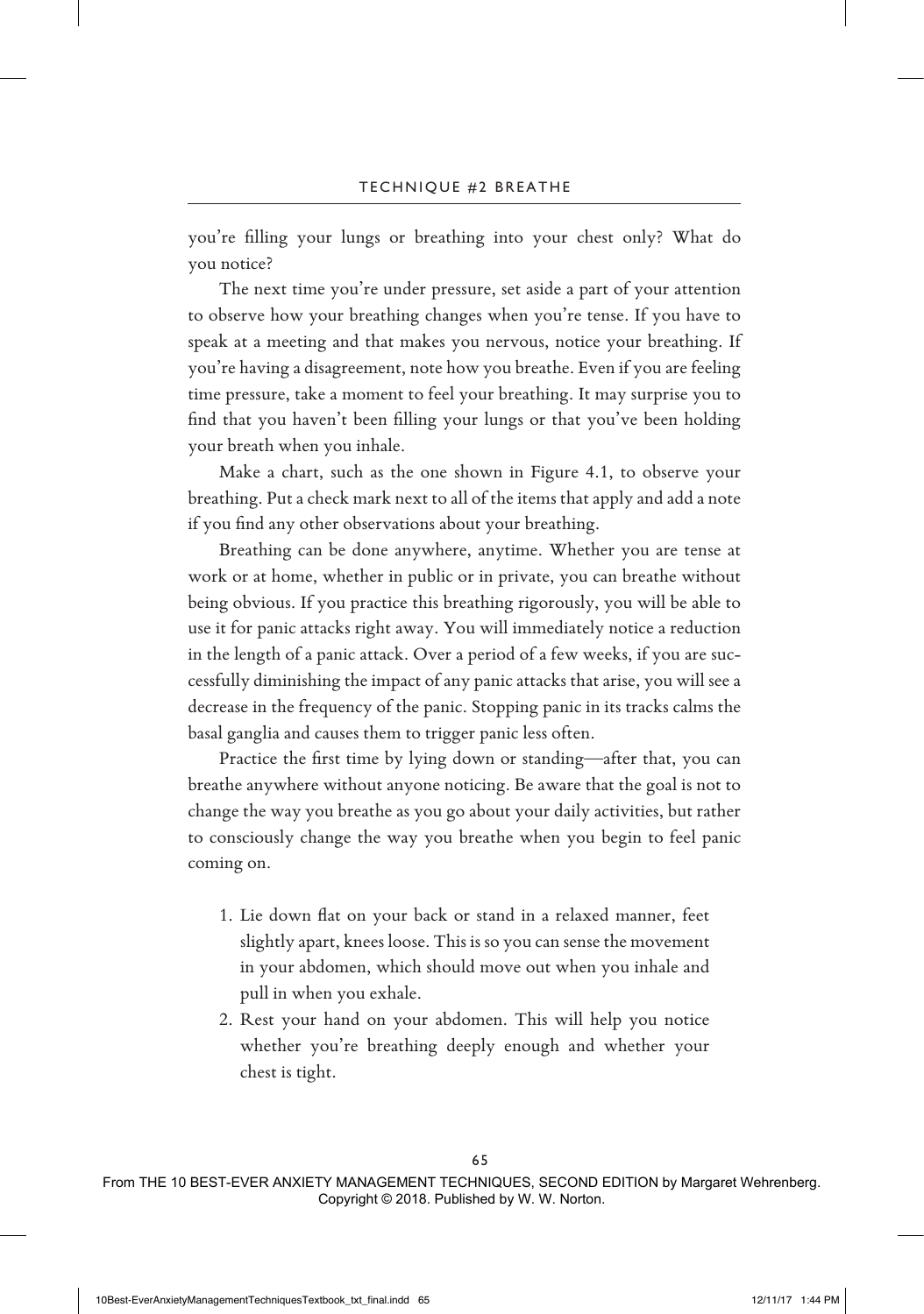you're filling your lungs or breathing into your chest only? What do you notice?

The next time you're under pressure, set aside a part of your attention to observe how your breathing changes when you're tense. If you have to speak at a meeting and that makes you nervous, notice your breathing. If you're having a disagreement, note how you breathe. Even if you are feeling time pressure, take a moment to feel your breathing. It may surprise you to find that you haven't been filling your lungs or that you've been holding your breath when you inhale.

Make a chart, such as the one shown in Figure 4.1, to observe your breathing. Put a check mark next to all of the items that apply and add a note if you find any other observations about your breathing.

Breathing can be done anywhere, anytime. Whether you are tense at work or at home, whether in public or in private, you can breathe without being obvious. If you practice this breathing rigorously, you will be able to use it for panic attacks right away. You will immediately notice a reduction in the length of a panic attack. Over a period of a few weeks, if you are successfully diminishing the impact of any panic attacks that arise, you will see a decrease in the frequency of the panic. Stopping panic in its tracks calms the basal ganglia and causes them to trigger panic less often.

Practice the first time by lying down or standing—after that, you can breathe anywhere without anyone noticing. Be aware that the goal is not to change the way you breathe as you go about your daily activities, but rather to consciously change the way you breathe when you begin to feel panic coming on.

1. Lie down flat on your back or stand in a relaxed manner, feet slightly apart, knees loose. This is so you can sense the movement in your abdomen, which should move out when you inhale and pull in when you exhale.
2. Rest your hand on your abdomen. This will help you notice whether you're breathing deeply enough and whether your chest is tight.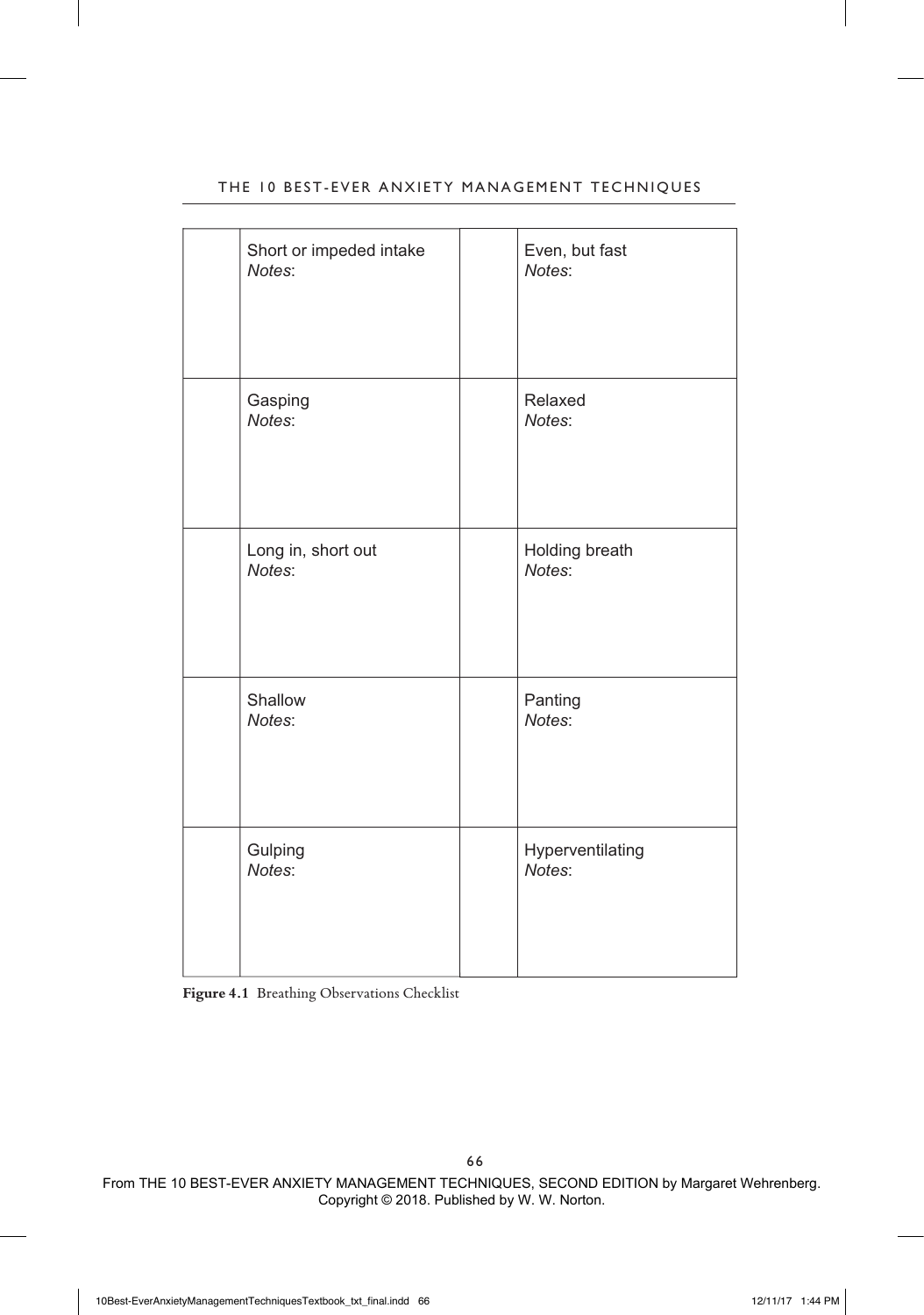| | | | |
|---|---|---|---|
| | Short or impeded intake<br>*Notes*: | | Even, but fast<br>*Notes*: |
| | Gasping<br>*Notes*: | | Relaxed<br>*Notes*: |
| | Long in, short out<br>*Notes*: | | Holding breath<br>*Notes*: |
| | Shallow<br>*Notes*: | | Panting<br>*Notes*: |
| | Gulping<br>*Notes*: | | Hyperventilating<br>*Notes*: |

**Figure 4.1** Breathing Observations Checklist

From THE 10 BEST-EVER ANXIETY MANAGEMENT TECHNIQUES, SECOND EDITION by Margaret Wehrenberg. Copyright © 2018. Published by W. W. Norton.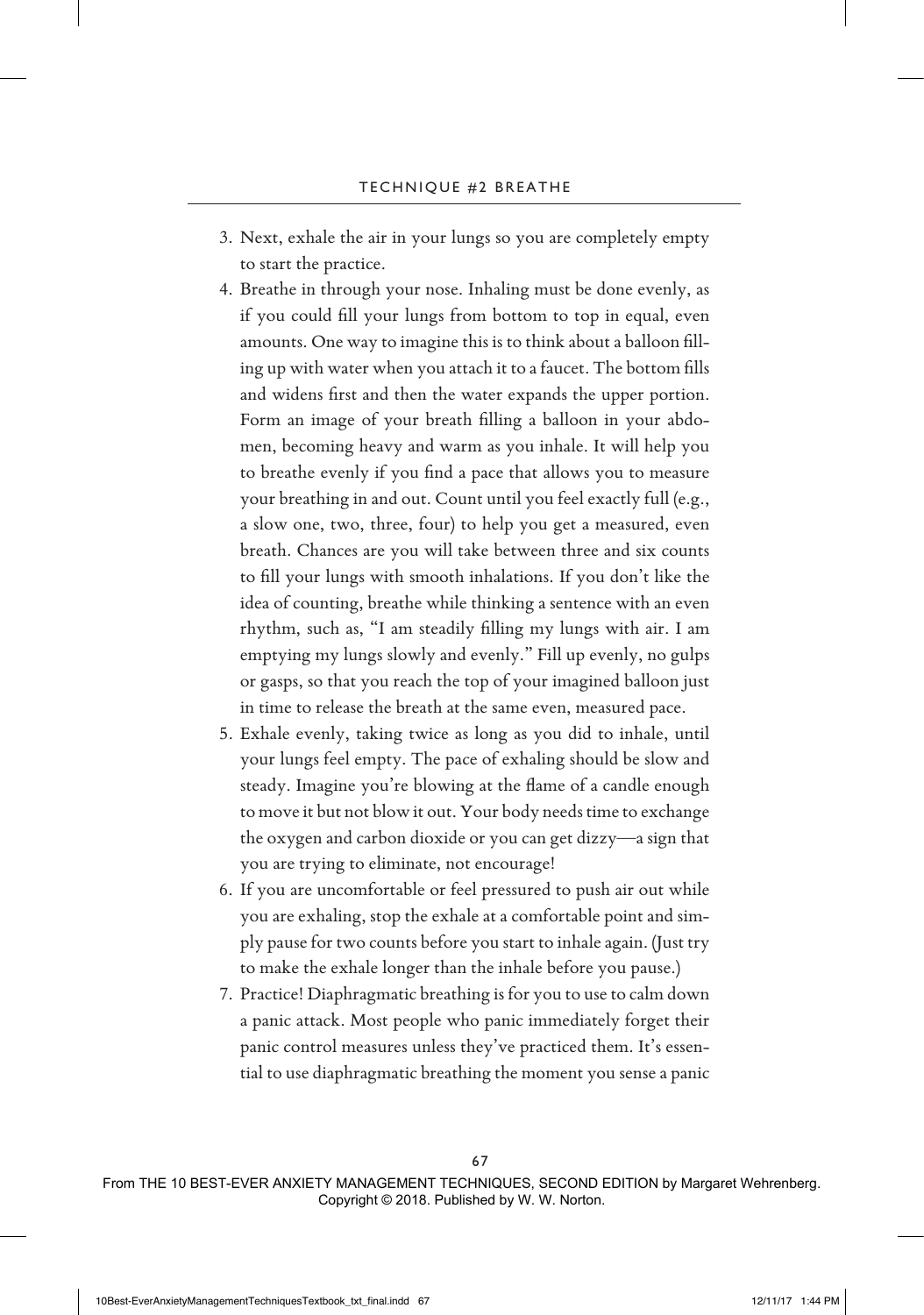3. Next, exhale the air in your lungs so you are completely empty to start the practice.
4. Breathe in through your nose. Inhaling must be done evenly, as if you could fill your lungs from bottom to top in equal, even amounts. One way to imagine this is to think about a balloon filling up with water when you attach it to a faucet. The bottom fills and widens first and then the water expands the upper portion. Form an image of your breath filling a balloon in your abdomen, becoming heavy and warm as you inhale. It will help you to breathe evenly if you find a pace that allows you to measure your breathing in and out. Count until you feel exactly full (e.g., a slow one, two, three, four) to help you get a measured, even breath. Chances are you will take between three and six counts to fill your lungs with smooth inhalations. If you don't like the idea of counting, breathe while thinking a sentence with an even rhythm, such as, "I am steadily filling my lungs with air. I am emptying my lungs slowly and evenly." Fill up evenly, no gulps or gasps, so that you reach the top of your imagined balloon just in time to release the breath at the same even, measured pace.
5. Exhale evenly, taking twice as long as you did to inhale, until your lungs feel empty. The pace of exhaling should be slow and steady. Imagine you're blowing at the flame of a candle enough to move it but not blow it out. Your body needs time to exchange the oxygen and carbon dioxide or you can get dizzy—a sign that you are trying to eliminate, not encourage!
6. If you are uncomfortable or feel pressured to push air out while you are exhaling, stop the exhale at a comfortable point and simply pause for two counts before you start to inhale again. (Just try to make the exhale longer than the inhale before you pause.)
7. Practice! Diaphragmatic breathing is for you to use to calm down a panic attack. Most people who panic immediately forget their panic control measures unless they've practiced them. It's essential to use diaphragmatic breathing the moment you sense a panic

From THE 10 BEST-EVER ANXIETY MANAGEMENT TECHNIQUES, SECOND EDITION by Margaret Wehrenberg. Copyright © 2018. Published by W. W. Norton.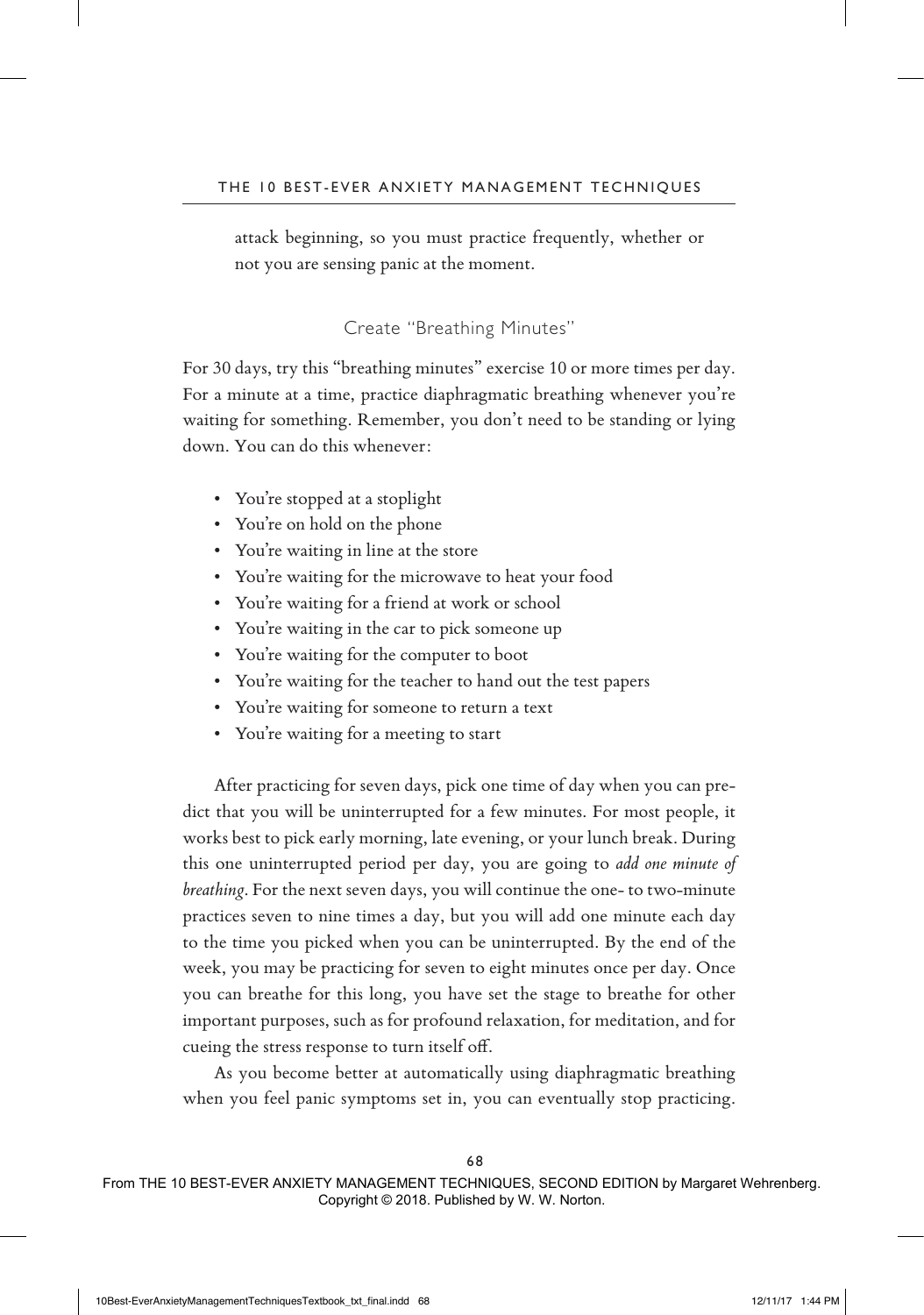attack beginning, so you must practice frequently, whether or not you are sensing panic at the moment.

## Create "Breathing Minutes"

For 30 days, try this "breathing minutes" exercise 10 or more times per day. For a minute at a time, practice diaphragmatic breathing whenever you're waiting for something. Remember, you don't need to be standing or lying down. You can do this whenever:

- You're stopped at a stoplight
- You're on hold on the phone
- You're waiting in line at the store
- You're waiting for the microwave to heat your food
- You're waiting for a friend at work or school
- You're waiting in the car to pick someone up
- You're waiting for the computer to boot
- You're waiting for the teacher to hand out the test papers
- You're waiting for someone to return a text
- You're waiting for a meeting to start

After practicing for seven days, pick one time of day when you can predict that you will be uninterrupted for a few minutes. For most people, it works best to pick early morning, late evening, or your lunch break. During this one uninterrupted period per day, you are going to *add one minute of breathing*. For the next seven days, you will continue the one- to two-minute practices seven to nine times a day, but you will add one minute each day to the time you picked when you can be uninterrupted. By the end of the week, you may be practicing for seven to eight minutes once per day. Once you can breathe for this long, you have set the stage to breathe for other important purposes, such as for profound relaxation, for meditation, and for cueing the stress response to turn itself off.

As you become better at automatically using diaphragmatic breathing when you feel panic symptoms set in, you can eventually stop practicing.

From THE 10 BEST-EVER ANXIETY MANAGEMENT TECHNIQUES, SECOND EDITION by Margaret Wehrenberg. Copyright © 2018. Published by W. W. Norton.